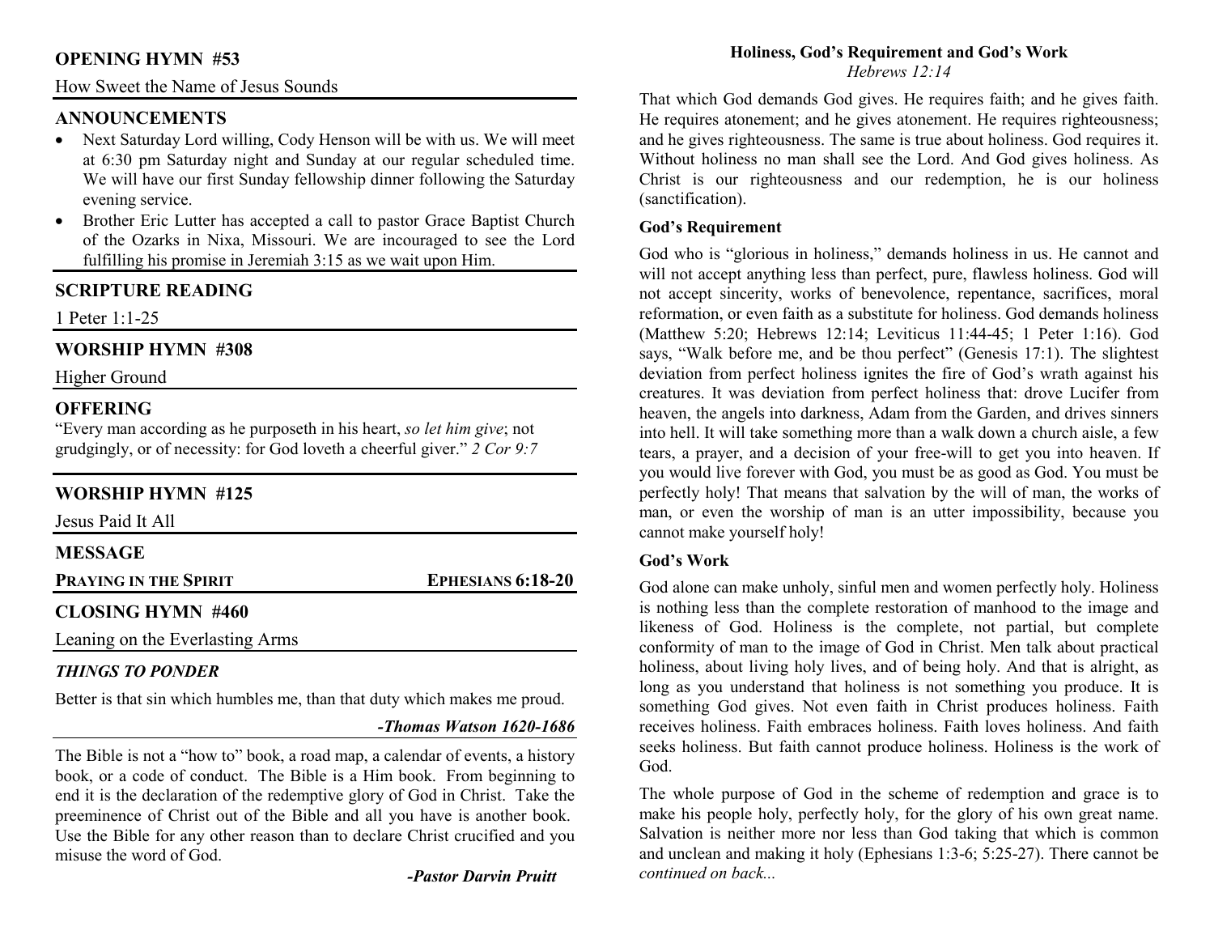## OPENING HYMN #53

How Sweet the Name of Jesus Sounds

## ANNOUNCEMENTS

- Next Saturday Lord willing, Cody Henson will be with us. We will meet at 6:30 pm Saturday night and Sunday at our regular scheduled time. We will have our first Sunday fellowship dinner following the Saturday evening service.
- Brother Eric Lutter has accepted a call to pastor Grace Baptist Church of the Ozarks in Nixa, Missouri. We are incouraged to see the Lord fulfilling his promise in Jeremiah 3:15 as we wait upon Him.

## SCRIPTURE READING

1 Peter 1:1-25

## WORSHIP HYMN #308

Higher Ground

## OFFERING

"Every man according as he purposeth in his heart, *so let him give*; not grudgingly, or of necessity: for God loveth a cheerful giver." *2 Cor 9:7*

## WORSHIP HYMN #125

Jesus Paid It All

## MESSAGE

**PRAYING IN THE SPIRIT** — **EPHESIANS 6:18-20**

## CLOSING HYMN #460

Leaning on the Everlasting Arms

## *THINGS TO PONDER*

Better is that sin which humbles me, than that duty which makes me proud.

***-Thomas Watson 1620-1686***

The Bible is not a "how to" book, a road map, a calendar of events, a history book, or a code of conduct. The Bible is a Him book. From beginning to end it is the declaration of the redemptive glory of God in Christ. Take the preeminence of Christ out of the Bible and all you have is another book. Use the Bible for any other reason than to declare Christ crucified and you misuse the word of God.

***-Pastor Darvin Pruitt***

## Holiness, God's Requirement and God's Work

*Hebrews 12:14*

That which God demands God gives. He requires faith; and he gives faith. He requires atonement; and he gives atonement. He requires righteousness; and he gives righteousness. The same is true about holiness. God requires it. Without holiness no man shall see the Lord. And God gives holiness. As Christ is our righteousness and our redemption, he is our holiness (sanctification).

### God's Requirement

God who is "glorious in holiness," demands holiness in us. He cannot and will not accept anything less than perfect, pure, flawless holiness. God will not accept sincerity, works of benevolence, repentance, sacrifices, moral reformation, or even faith as a substitute for holiness. God demands holiness (Matthew 5:20; Hebrews 12:14; Leviticus 11:44-45; 1 Peter 1:16). God says, "Walk before me, and be thou perfect" (Genesis 17:1). The slightest deviation from perfect holiness ignites the fire of God's wrath against his creatures. It was deviation from perfect holiness that: drove Lucifer from heaven, the angels into darkness, Adam from the Garden, and drives sinners into hell. It will take something more than a walk down a church aisle, a few tears, a prayer, and a decision of your free-will to get you into heaven. If you would live forever with God, you must be as good as God. You must be perfectly holy! That means that salvation by the will of man, the works of man, or even the worship of man is an utter impossibility, because you cannot make yourself holy!

### God's Work

God alone can make unholy, sinful men and women perfectly holy. Holiness is nothing less than the complete restoration of manhood to the image and likeness of God. Holiness is the complete, not partial, but complete conformity of man to the image of God in Christ. Men talk about practical holiness, about living holy lives, and of being holy. And that is alright, as long as you understand that holiness is not something you produce. It is something God gives. Not even faith in Christ produces holiness. Faith receives holiness. Faith embraces holiness. Faith loves holiness. And faith seeks holiness. But faith cannot produce holiness. Holiness is the work of God.

The whole purpose of God in the scheme of redemption and grace is to make his people holy, perfectly holy, for the glory of his own great name. Salvation is neither more nor less than God taking that which is common and unclean and making it holy (Ephesians 1:3-6; 5:25-27). There cannot be *continued on back...*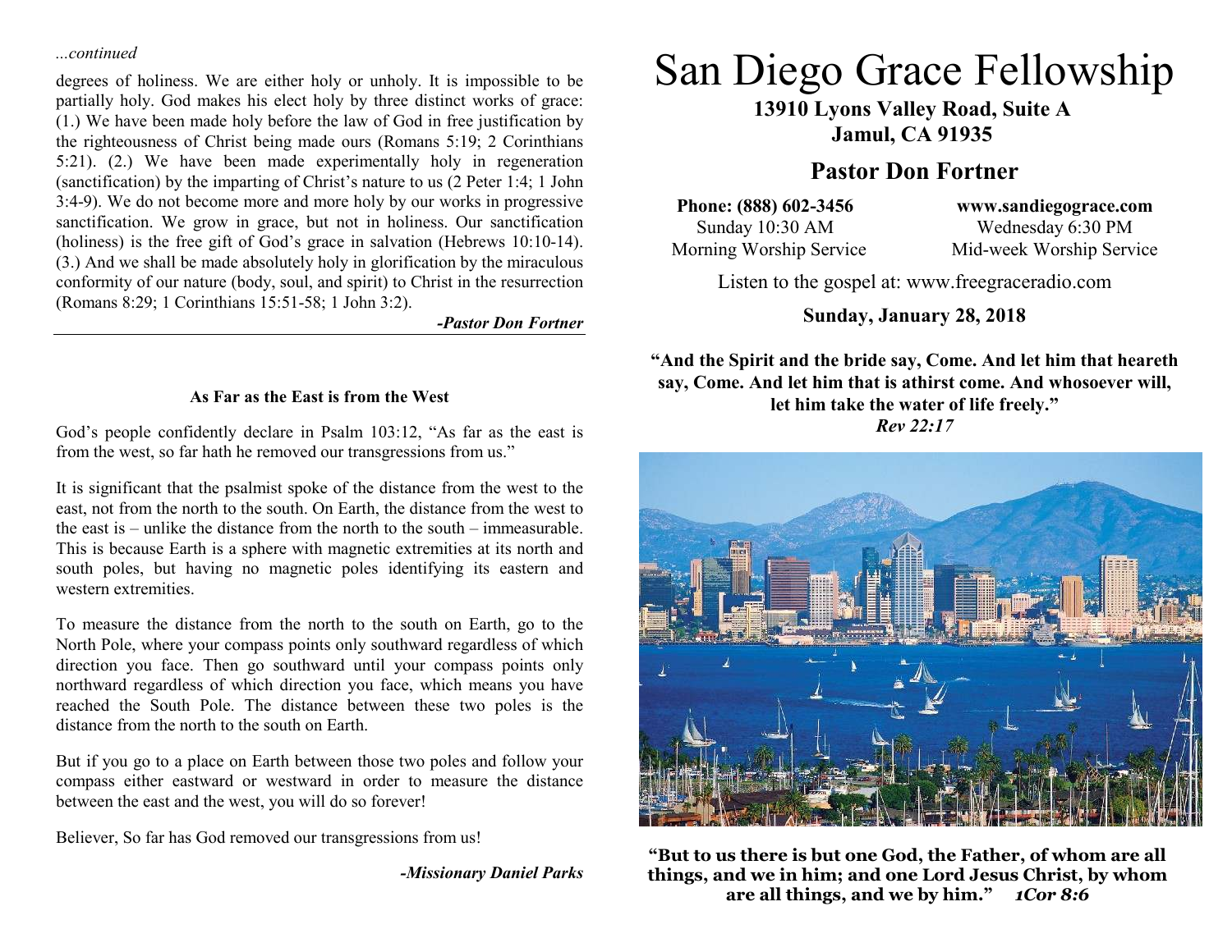*...continued*

degrees of holiness. We are either holy or unholy. It is impossible to be partially holy. God makes his elect holy by three distinct works of grace: (1.) We have been made holy before the law of God in free justification by the righteousness of Christ being made ours (Romans 5:19; 2 Corinthians 5:21). (2.) We have been made experimentally holy in regeneration (sanctification) by the imparting of Christ's nature to us (2 Peter 1:4; 1 John 3:4-9). We do not become more and more holy by our works in progressive sanctification. We grow in grace, but not in holiness. Our sanctification (holiness) is the free gift of God's grace in salvation (Hebrews 10:10-14). (3.) And we shall be made absolutely holy in glorification by the miraculous conformity of our nature (body, soul, and spirit) to Christ in the resurrection (Romans 8:29; 1 Corinthians 15:51-58; 1 John 3:2).

***-Pastor Don Fortner***

---

### As Far as the East is from the West

God's people confidently declare in Psalm 103:12, "As far as the east is from the west, so far hath he removed our transgressions from us."

It is significant that the psalmist spoke of the distance from the west to the east, not from the north to the south. On Earth, the distance from the west to the east is – unlike the distance from the north to the south – immeasurable. This is because Earth is a sphere with magnetic extremities at its north and south poles, but having no magnetic poles identifying its eastern and western extremities.

To measure the distance from the north to the south on Earth, go to the North Pole, where your compass points only southward regardless of which direction you face. Then go southward until your compass points only northward regardless of which direction you face, which means you have reached the South Pole. The distance between these two poles is the distance from the north to the south on Earth.

But if you go to a place on Earth between those two poles and follow your compass either eastward or westward in order to measure the distance between the east and the west, you will do so forever!

Believer, So far has God removed our transgressions from us!

***-Missionary Daniel Parks***

# San Diego Grace Fellowship

**13910 Lyons Valley Road, Suite A**
**Jamul, CA 91935**

## Pastor Don Fortner

**Phone: (888) 602-3456**
Sunday 10:30 AM
Morning Worship Service

**www.sandiegograce.com**
Wednesday 6:30 PM
Mid-week Worship Service

Listen to the gospel at: www.freegraceradio.com

**Sunday, January 28, 2018**

**"And the Spirit and the bride say, Come. And let him that heareth say, Come. And let him that is athirst come. And whosoever will, let him take the water of life freely."**
***Rev 22:17***

**"But to us there is but one God, the Father, of whom are all things, and we in him; and one Lord Jesus Christ, by whom are all things, and we by him."** ***1Cor 8:6***